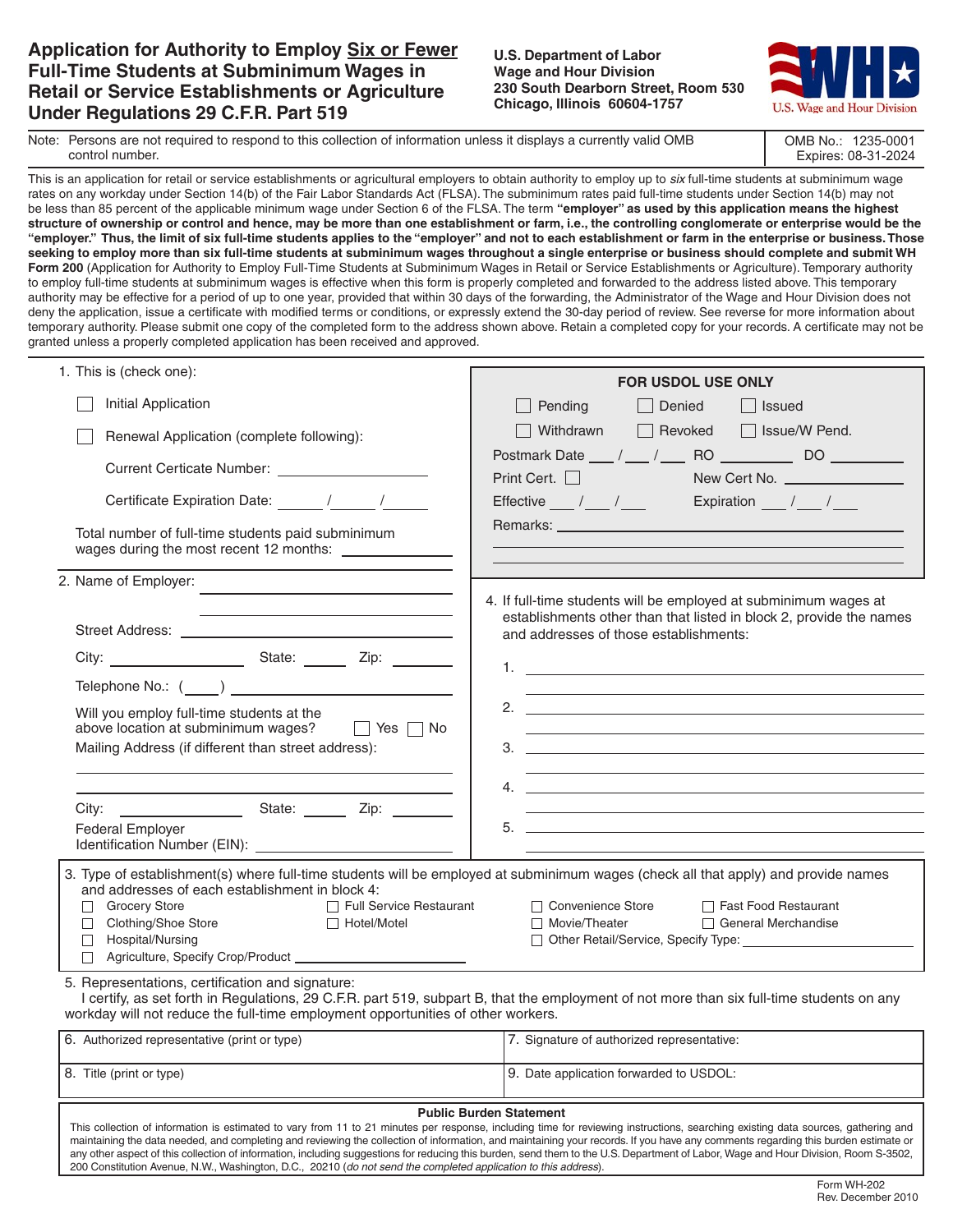# Application for Authority to Employ Six or Fewer Full-Time Students at Subminimum Wages in Retail or Service Establishments or Agriculture Under Regulations 29 C.F.R. Part 519

**U.S. Department of Labor**
**Wage and Hour Division**
**230 South Dearborn Street, Room 530**
**Chicago, Illinois 60604-1757**

U.S. Wage and Hour Division

Note: Persons are not required to respond to this collection of information unless it displays a currently valid OMB control number.

OMB No.: 1235-0001
Expires: 08-31-2024

This is an application for retail or service establishments or agricultural employers to obtain authority to employ up to *six* full-time students at subminimum wage rates on any workday under Section 14(b) of the Fair Labor Standards Act (FLSA). The subminimum rates paid full-time students under Section 14(b) may not be less than 85 percent of the applicable minimum wage under Section 6 of the FLSA. The term **"employer" as used by this application means the highest structure of ownership or control and hence, may be more than one establishment or farm, i.e., the controlling conglomerate or enterprise would be the "employer." Thus, the limit of six full-time students applies to the "employer" and not to each establishment or farm in the enterprise or business. Those seeking to employ more than six full-time students at subminimum wages throughout a single enterprise or business should complete and submit WH Form 200** (Application for Authority to Employ Full-Time Students at Subminimum Wages in Retail or Service Establishments or Agriculture). Temporary authority to employ full-time students at subminimum wages is effective when this form is properly completed and forwarded to the address listed above. This temporary authority may be effective for a period of up to one year, provided that within 30 days of the forwarding, the Administrator of the Wage and Hour Division does not deny the application, issue a certificate with modified terms or conditions, or expressly extend the 30-day period of review. See reverse for more information about temporary authority. Please submit one copy of the completed form to the address shown above. Retain a completed copy for your records. A certificate may not be granted unless a properly completed application has been received and approved.

1. This is (check one):

   ☐ Initial Application

   ☐ Renewal Application (complete following):

   Current Certicate Number: ____________________

   Certificate Expiration Date: _____ / _____ / _____

   Total number of full-time students paid subminimum wages during the most recent 12 months: ____________

**FOR USDOL USE ONLY**

☐ Pending ☐ Denied ☐ Issued
☐ Withdrawn ☐ Revoked ☐ Issue/W Pend.

Postmark Date ___ / ___ / ___ RO ________ DO ________

Print Cert. ☐ New Cert No. ____________

Effective ___ / ___ / ___ Expiration ___ / ___ / ___

Remarks: ______________________________

2. Name of Employer: ______________________________

   Street Address: ______________________________

   City: ____________ State: ______ Zip: ________

   Telephone No.: ( ____ ) ______________________

   Will you employ full-time students at the above location at subminimum wages? ☐ Yes ☐ No

   Mailing Address (if different than street address): ______________________________

   City: ____________ State: ______ Zip: ________

   Federal Employer Identification Number (EIN): ____________________

4. If full-time students will be employed at subminimum wages at establishments other than that listed in block 2, provide the names and addresses of those establishments:

   1. ______________________________
   2. ______________________________
   3. ______________________________
   4. ______________________________
   5. ______________________________

3. Type of establishment(s) where full-time students will be employed at subminimum wages (check all that apply) and provide names and addresses of each establishment in block 4:

   ☐ Grocery Store ☐ Full Service Restaurant ☐ Convenience Store ☐ Fast Food Restaurant
   ☐ Clothing/Shoe Store ☐ Hotel/Motel ☐ Movie/Theater ☐ General Merchandise
   ☐ Hospital/Nursing ☐ Other Retail/Service, Specify Type: ____________________
   ☐ Agriculture, Specify Crop/Product ____________________

5. Representations, certification and signature:
   I certify, as set forth in Regulations, 29 C.F.R. part 519, subpart B, that the employment of not more than six full-time students on any workday will not reduce the full-time employment opportunities of other workers.

| 6. Authorized representative (print or type) | 7. Signature of authorized representative: |
|---|---|
| 8. Title (print or type) | 9. Date application forwarded to USDOL: |

**Public Burden Statement**

This collection of information is estimated to vary from 11 to 21 minutes per response, including time for reviewing instructions, searching existing data sources, gathering and maintaining the data needed, and completing and reviewing the collection of information, and maintaining your records. If you have any comments regarding this burden estimate or any other aspect of this collection of information, including suggestions for reducing this burden, send them to the U.S. Department of Labor, Wage and Hour Division, Room S-3502, 200 Constitution Avenue, N.W., Washington, D.C., 20210 (*do not send the completed application to this address*).

Form WH-202
Rev. December 2010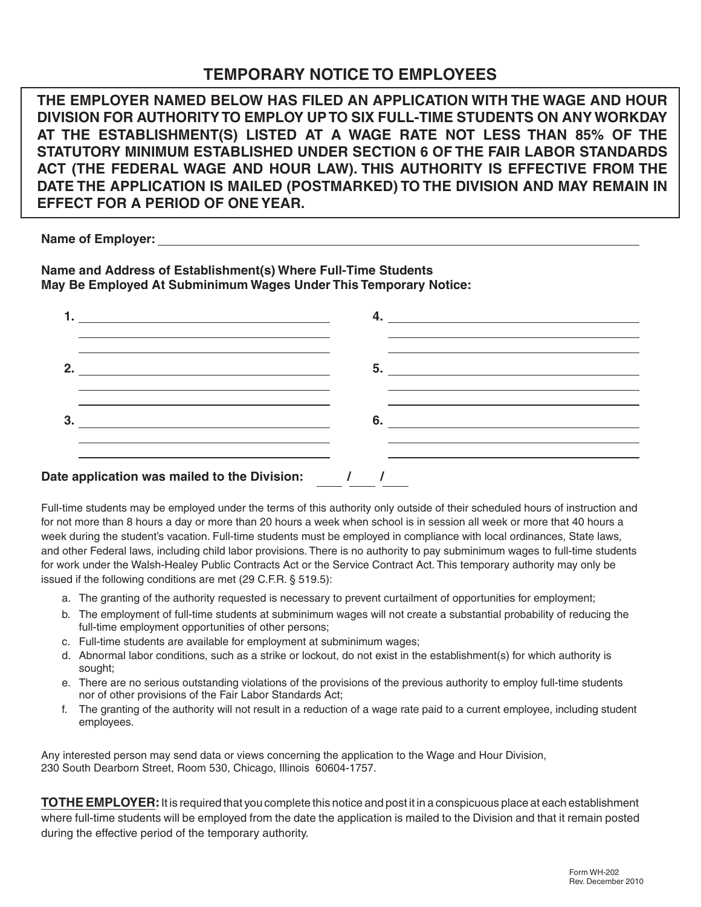# TEMPORARY NOTICE TO EMPLOYEES

**THE EMPLOYER NAMED BELOW HAS FILED AN APPLICATION WITH THE WAGE AND HOUR DIVISION FOR AUTHORITY TO EMPLOY UP TO SIX FULL-TIME STUDENTS ON ANY WORKDAY AT THE ESTABLISHMENT(S) LISTED AT A WAGE RATE NOT LESS THAN 85% OF THE STATUTORY MINIMUM ESTABLISHED UNDER SECTION 6 OF THE FAIR LABOR STANDARDS ACT (THE FEDERAL WAGE AND HOUR LAW). THIS AUTHORITY IS EFFECTIVE FROM THE DATE THE APPLICATION IS MAILED (POSTMARKED) TO THE DIVISION AND MAY REMAIN IN EFFECT FOR A PERIOD OF ONE YEAR.**

**Name of Employer:** ____________________

**Name and Address of Establishment(s) Where Full-Time Students May Be Employed At Subminimum Wages Under This Temporary Notice:**

**1.** ____________________

**2.** ____________________

**3.** ____________________

**4.** ____________________

**5.** ____________________

**6.** ____________________

**Date application was mailed to the Division:** ___ / ___ / ___

Full-time students may be employed under the terms of this authority only outside of their scheduled hours of instruction and for not more than 8 hours a day or more than 20 hours a week when school is in session all week or more that 40 hours a week during the student's vacation. Full-time students must be employed in compliance with local ordinances, State laws, and other Federal laws, including child labor provisions. There is no authority to pay subminimum wages to full-time students for work under the Walsh-Healey Public Contracts Act or the Service Contract Act. This temporary authority may only be issued if the following conditions are met (29 C.F.R. § 519.5):

a. The granting of the authority requested is necessary to prevent curtailment of opportunities for employment;
b. The employment of full-time students at subminimum wages will not create a substantial probability of reducing the full-time employment opportunities of other persons;
c. Full-time students are available for employment at subminimum wages;
d. Abnormal labor conditions, such as a strike or lockout, do not exist in the establishment(s) for which authority is sought;
e. There are no serious outstanding violations of the provisions of the previous authority to employ full-time students nor of other provisions of the Fair Labor Standards Act;
f. The granting of the authority will not result in a reduction of a wage rate paid to a current employee, including student employees.

Any interested person may send data or views concerning the application to the Wage and Hour Division, 230 South Dearborn Street, Room 530, Chicago, Illinois 60604-1757.

**TO THE EMPLOYER:** It is required that you complete this notice and post it in a conspicuous place at each establishment where full-time students will be employed from the date the application is mailed to the Division and that it remain posted during the effective period of the temporary authority.

Form WH-202
Rev. December 2010